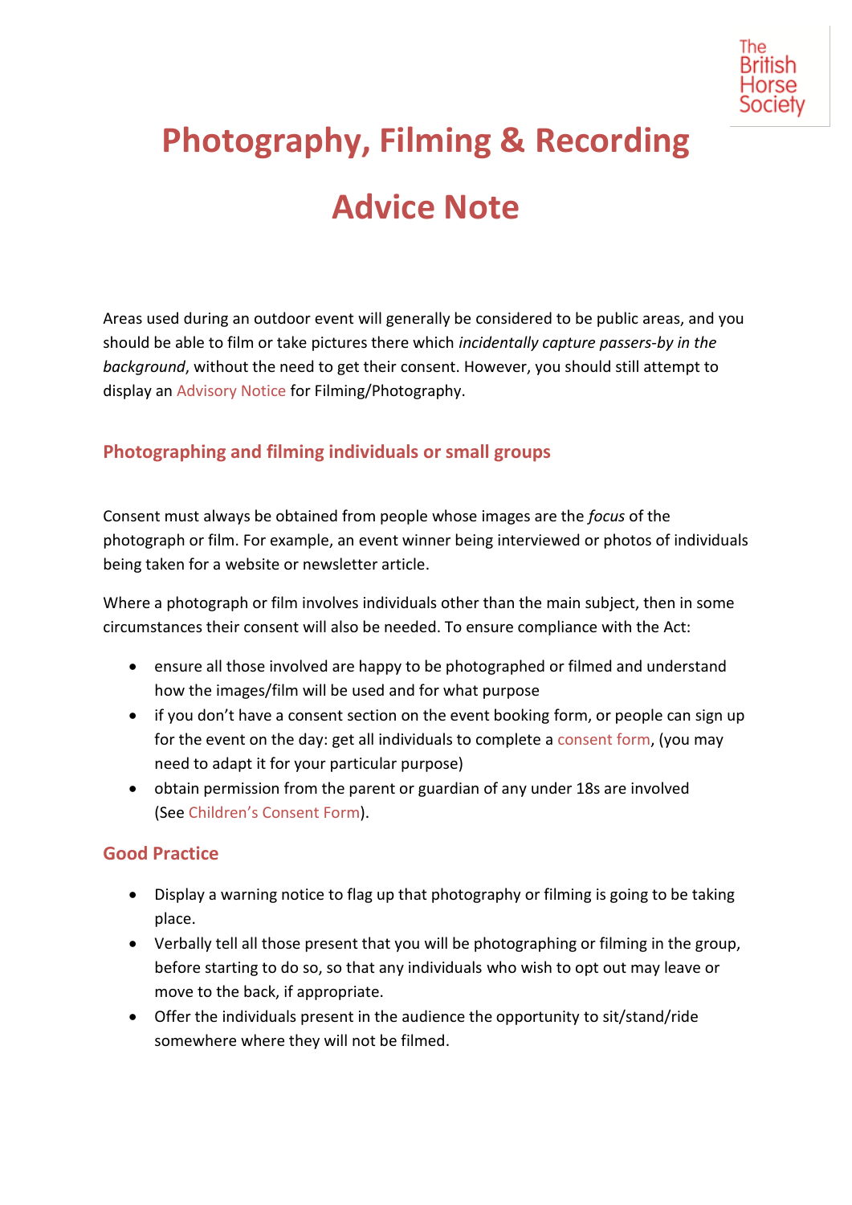# Photography, Filming & Recording Advice Note

Areas used during an outdoor event will generally be considered to be public areas, and you should be able to film or take pictures there which *incidentally capture passers-by in the background*, without the need to get their consent. However, you should still attempt to display an Advisory Notice for Filming/Photography.

## Photographing and filming individuals or small groups

Consent must always be obtained from people whose images are the *focus* of the photograph or film. For example, an event winner being interviewed or photos of individuals being taken for a website or newsletter article.

Where a photograph or film involves individuals other than the main subject, then in some circumstances their consent will also be needed. To ensure compliance with the Act:

- ensure all those involved are happy to be photographed or filmed and understand how the images/film will be used and for what purpose
- if you don't have a consent section on the event booking form, or people can sign up for the event on the day: get all individuals to complete a consent form, (you may need to adapt it for your particular purpose)
- obtain permission from the parent or guardian of any under 18s are involved (See Children's Consent Form).

## Good Practice

- Display a warning notice to flag up that photography or filming is going to be taking place.
- Verbally tell all those present that you will be photographing or filming in the group, before starting to do so, so that any individuals who wish to opt out may leave or move to the back, if appropriate.
- Offer the individuals present in the audience the opportunity to sit/stand/ride somewhere where they will not be filmed.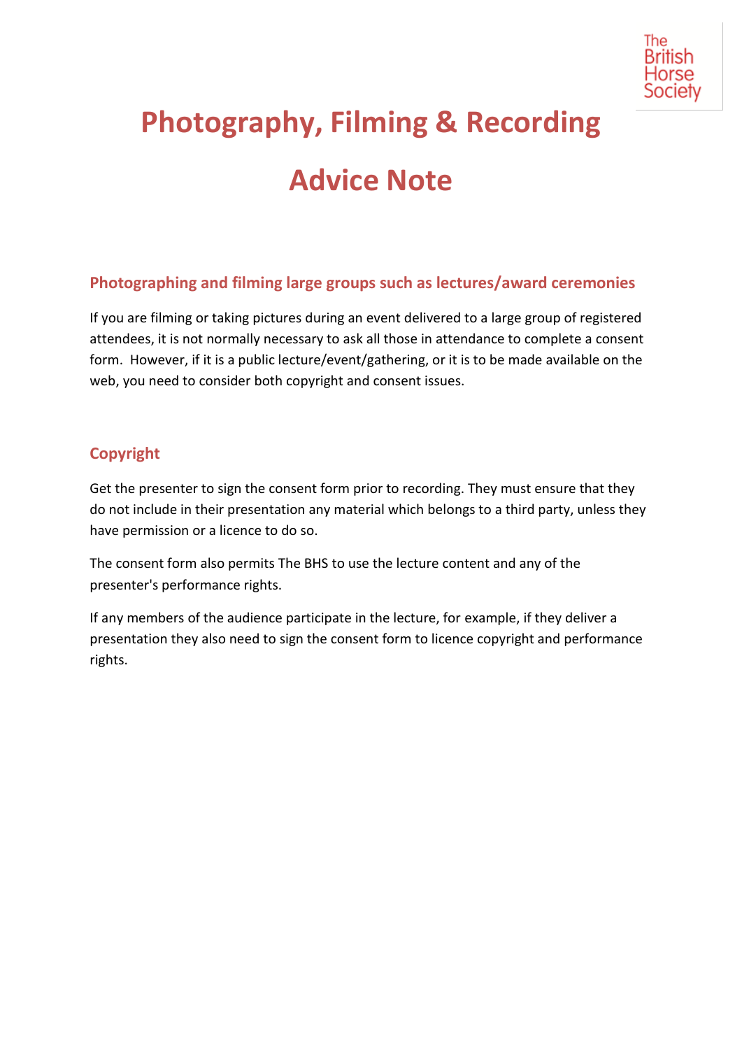# Photography, Filming & Recording Advice Note

## Photographing and filming large groups such as lectures/award ceremonies

If you are filming or taking pictures during an event delivered to a large group of registered attendees, it is not normally necessary to ask all those in attendance to complete a consent form. However, if it is a public lecture/event/gathering, or it is to be made available on the web, you need to consider both copyright and consent issues.

## Copyright

Get the presenter to sign the consent form prior to recording. They must ensure that they do not include in their presentation any material which belongs to a third party, unless they have permission or a licence to do so.

The consent form also permits The BHS to use the lecture content and any of the presenter's performance rights.

If any members of the audience participate in the lecture, for example, if they deliver a presentation they also need to sign the consent form to licence copyright and performance rights.